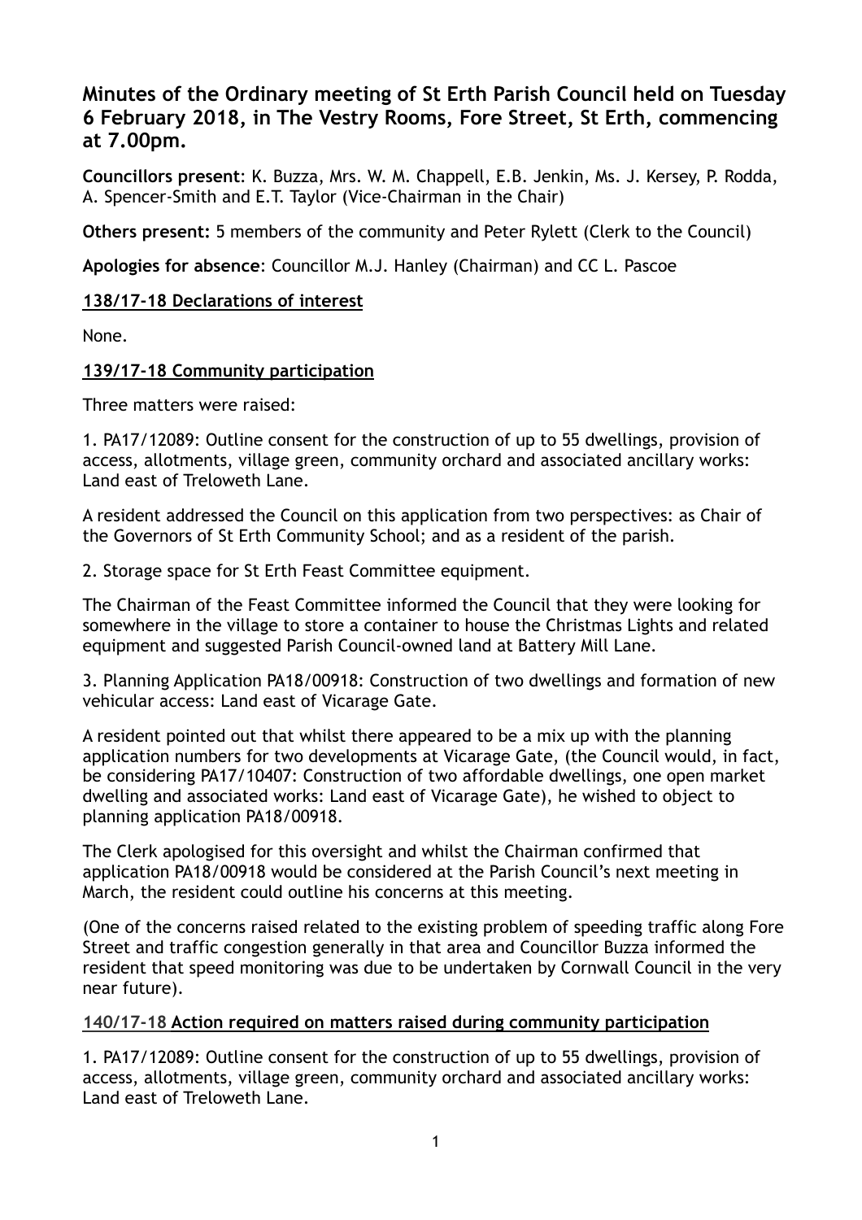# Minutes of the Ordinary meeting of St Erth Parish Council held on Tuesday 6 February 2018, in The Vestry Rooms, Fore Street, St Erth, commencing at 7.00pm.

**Councillors present**: K. Buzza, Mrs. W. M. Chappell, E.B. Jenkin, Ms. J. Kersey, P. Rodda, A. Spencer-Smith and E.T. Taylor (Vice-Chairman in the Chair)

**Others present:** 5 members of the community and Peter Rylett (Clerk to the Council)

**Apologies for absence**: Councillor M.J. Hanley (Chairman) and CC L. Pascoe

## 138/17-18 Declarations of interest

None.

## 139/17-18 Community participation

Three matters were raised:

1. PA17/12089: Outline consent for the construction of up to 55 dwellings, provision of access, allotments, village green, community orchard and associated ancillary works: Land east of Treloweth Lane.

A resident addressed the Council on this application from two perspectives: as Chair of the Governors of St Erth Community School; and as a resident of the parish.

2. Storage space for St Erth Feast Committee equipment.

The Chairman of the Feast Committee informed the Council that they were looking for somewhere in the village to store a container to house the Christmas Lights and related equipment and suggested Parish Council-owned land at Battery Mill Lane.

3. Planning Application PA18/00918: Construction of two dwellings and formation of new vehicular access: Land east of Vicarage Gate.

A resident pointed out that whilst there appeared to be a mix up with the planning application numbers for two developments at Vicarage Gate, (the Council would, in fact, be considering PA17/10407: Construction of two affordable dwellings, one open market dwelling and associated works: Land east of Vicarage Gate), he wished to object to planning application PA18/00918.

The Clerk apologised for this oversight and whilst the Chairman confirmed that application PA18/00918 would be considered at the Parish Council's next meeting in March, the resident could outline his concerns at this meeting.

(One of the concerns raised related to the existing problem of speeding traffic along Fore Street and traffic congestion generally in that area and Councillor Buzza informed the resident that speed monitoring was due to be undertaken by Cornwall Council in the very near future).

## 140/17-18 Action required on matters raised during community participation

1. PA17/12089: Outline consent for the construction of up to 55 dwellings, provision of access, allotments, village green, community orchard and associated ancillary works: Land east of Treloweth Lane.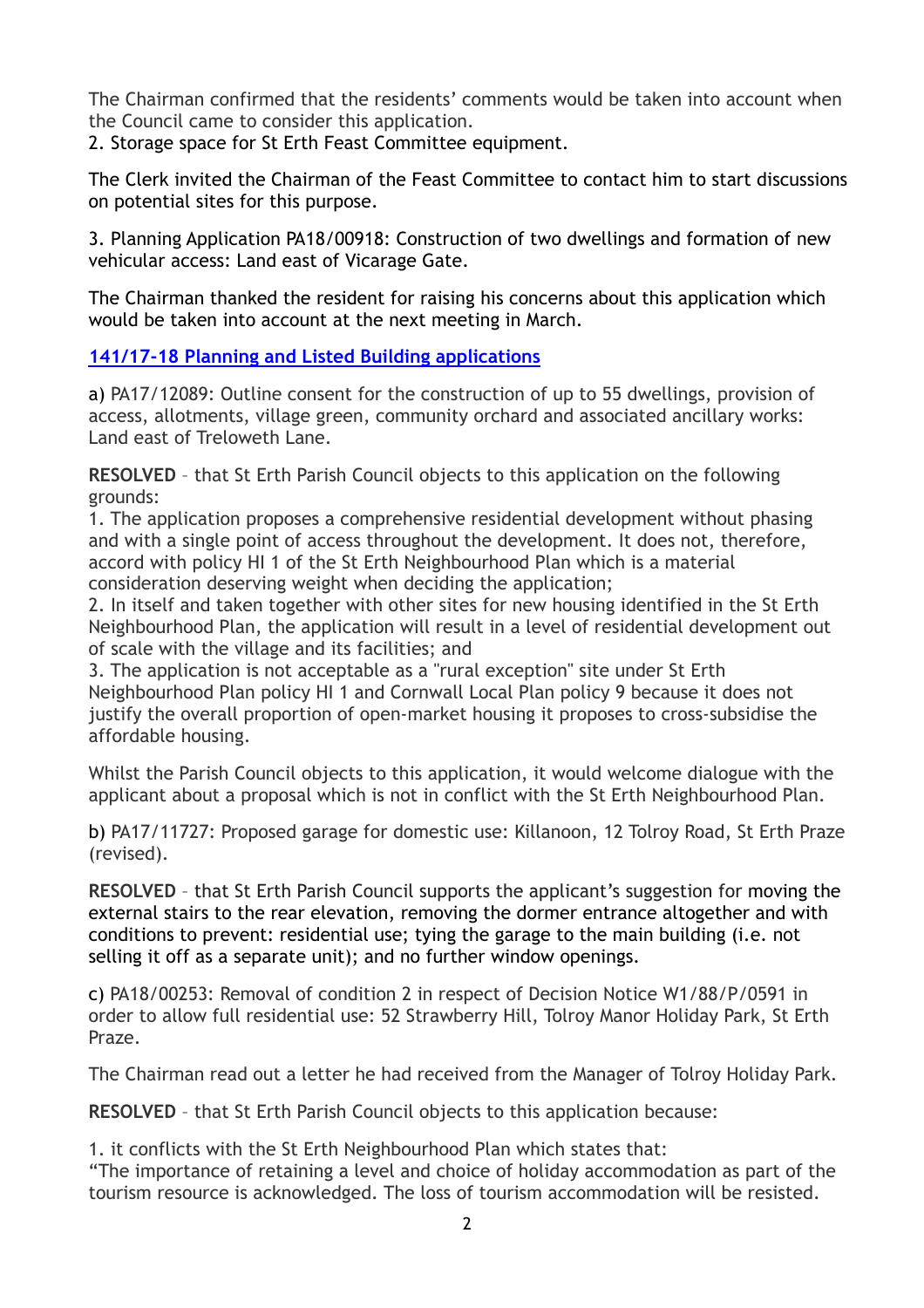The Chairman confirmed that the residents' comments would be taken into account when the Council came to consider this application.

2. Storage space for St Erth Feast Committee equipment.

The Clerk invited the Chairman of the Feast Committee to contact him to start discussions on potential sites for this purpose.

3. Planning Application PA18/00918: Construction of two dwellings and formation of new vehicular access: Land east of Vicarage Gate.

The Chairman thanked the resident for raising his concerns about this application which would be taken into account at the next meeting in March.

**141/17-18 Planning and Listed Building applications**

a) PA17/12089: Outline consent for the construction of up to 55 dwellings, provision of access, allotments, village green, community orchard and associated ancillary works: Land east of Treloweth Lane.

**RESOLVED** – that St Erth Parish Council objects to this application on the following grounds:

1. The application proposes a comprehensive residential development without phasing and with a single point of access throughout the development. It does not, therefore, accord with policy HI 1 of the St Erth Neighbourhood Plan which is a material consideration deserving weight when deciding the application;
2. In itself and taken together with other sites for new housing identified in the St Erth Neighbourhood Plan, the application will result in a level of residential development out of scale with the village and its facilities; and
3. The application is not acceptable as a "rural exception" site under St Erth Neighbourhood Plan policy HI 1 and Cornwall Local Plan policy 9 because it does not justify the overall proportion of open-market housing it proposes to cross-subsidise the affordable housing.

Whilst the Parish Council objects to this application, it would welcome dialogue with the applicant about a proposal which is not in conflict with the St Erth Neighbourhood Plan.

b) PA17/11727: Proposed garage for domestic use: Killanoon, 12 Tolroy Road, St Erth Praze (revised).

**RESOLVED** – that St Erth Parish Council supports the applicant's suggestion for moving the external stairs to the rear elevation, removing the dormer entrance altogether and with conditions to prevent: residential use; tying the garage to the main building (i.e. not selling it off as a separate unit); and no further window openings.

c) PA18/00253: Removal of condition 2 in respect of Decision Notice W1/88/P/0591 in order to allow full residential use: 52 Strawberry Hill, Tolroy Manor Holiday Park, St Erth Praze.

The Chairman read out a letter he had received from the Manager of Tolroy Holiday Park.

**RESOLVED** – that St Erth Parish Council objects to this application because:

1. it conflicts with the St Erth Neighbourhood Plan which states that:
"The importance of retaining a level and choice of holiday accommodation as part of the tourism resource is acknowledged. The loss of tourism accommodation will be resisted.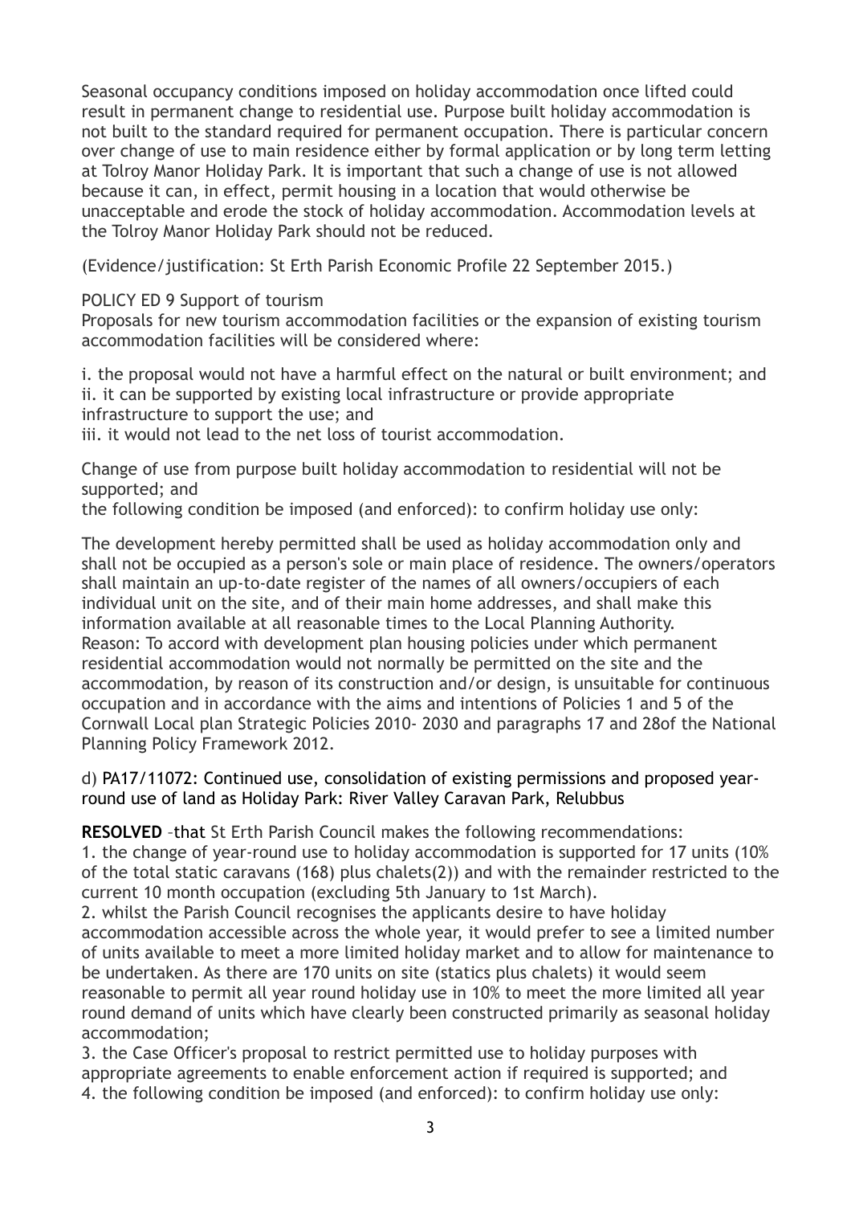Seasonal occupancy conditions imposed on holiday accommodation once lifted could result in permanent change to residential use. Purpose built holiday accommodation is not built to the standard required for permanent occupation. There is particular concern over change of use to main residence either by formal application or by long term letting at Tolroy Manor Holiday Park. It is important that such a change of use is not allowed because it can, in effect, permit housing in a location that would otherwise be unacceptable and erode the stock of holiday accommodation. Accommodation levels at the Tolroy Manor Holiday Park should not be reduced.

(Evidence/justification: St Erth Parish Economic Profile 22 September 2015.)

POLICY ED 9 Support of tourism

Proposals for new tourism accommodation facilities or the expansion of existing tourism accommodation facilities will be considered where:

i. the proposal would not have a harmful effect on the natural or built environment; and
ii. it can be supported by existing local infrastructure or provide appropriate infrastructure to support the use; and
iii. it would not lead to the net loss of tourist accommodation.

Change of use from purpose built holiday accommodation to residential will not be supported; and
the following condition be imposed (and enforced): to confirm holiday use only:

The development hereby permitted shall be used as holiday accommodation only and shall not be occupied as a person's sole or main place of residence. The owners/operators shall maintain an up-to-date register of the names of all owners/occupiers of each individual unit on the site, and of their main home addresses, and shall make this information available at all reasonable times to the Local Planning Authority.
Reason: To accord with development plan housing policies under which permanent residential accommodation would not normally be permitted on the site and the accommodation, by reason of its construction and/or design, is unsuitable for continuous occupation and in accordance with the aims and intentions of Policies 1 and 5 of the Cornwall Local plan Strategic Policies 2010- 2030 and paragraphs 17 and 28of the National Planning Policy Framework 2012.

d) PA17/11072: Continued use, consolidation of existing permissions and proposed year-round use of land as Holiday Park: River Valley Caravan Park, Relubbus

**RESOLVED** –that St Erth Parish Council makes the following recommendations:

1. the change of year-round use to holiday accommodation is supported for 17 units (10% of the total static caravans (168) plus chalets(2)) and with the remainder restricted to the current 10 month occupation (excluding 5th January to 1st March).
2. whilst the Parish Council recognises the applicants desire to have holiday accommodation accessible across the whole year, it would prefer to see a limited number of units available to meet a more limited holiday market and to allow for maintenance to be undertaken. As there are 170 units on site (statics plus chalets) it would seem reasonable to permit all year round holiday use in 10% to meet the more limited all year round demand of units which have clearly been constructed primarily as seasonal holiday accommodation;
3. the Case Officer's proposal to restrict permitted use to holiday purposes with appropriate agreements to enable enforcement action if required is supported; and
4. the following condition be imposed (and enforced): to confirm holiday use only: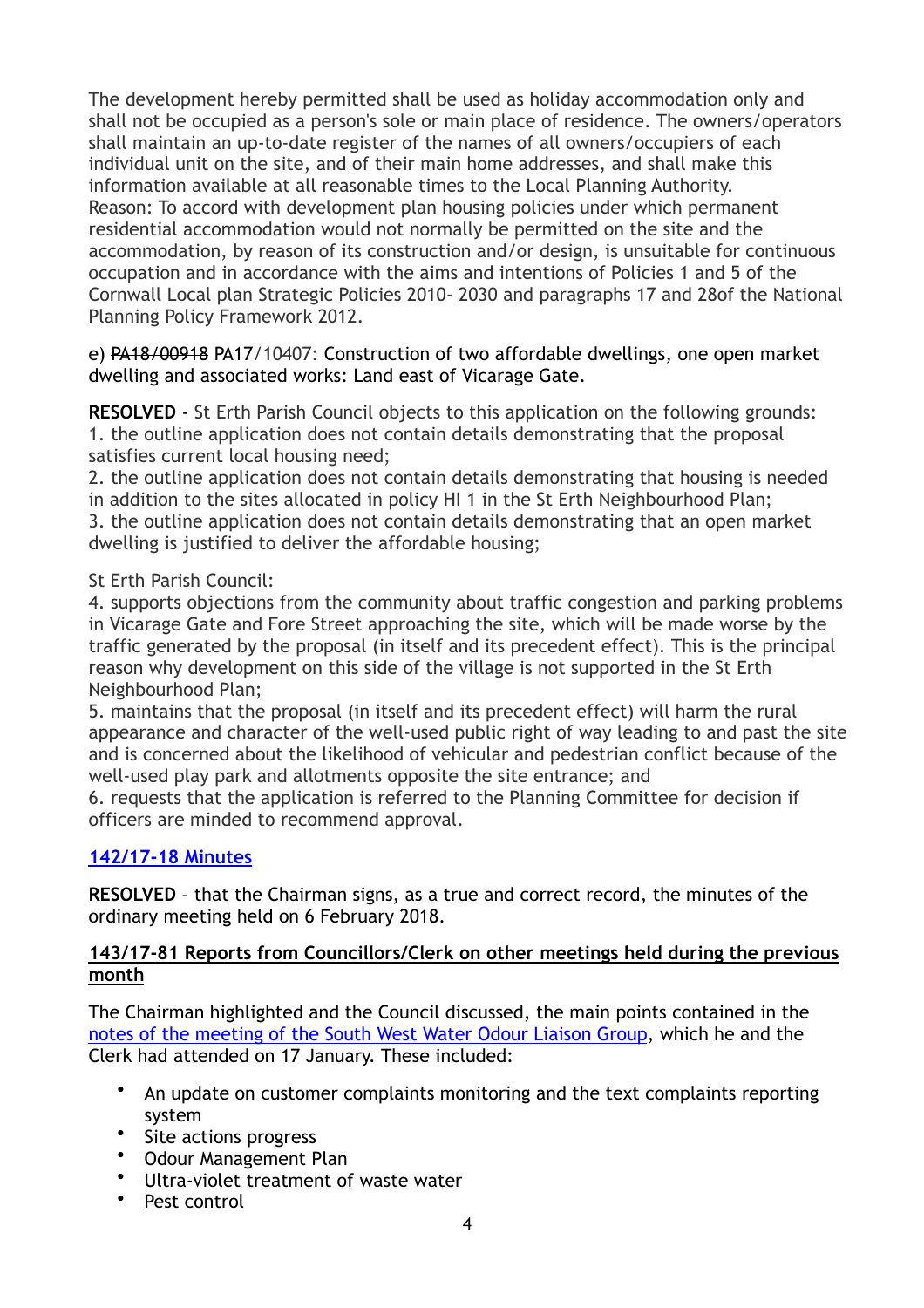The development hereby permitted shall be used as holiday accommodation only and shall not be occupied as a person's sole or main place of residence. The owners/operators shall maintain an up-to-date register of the names of all owners/occupiers of each individual unit on the site, and of their main home addresses, and shall make this information available at all reasonable times to the Local Planning Authority.
Reason: To accord with development plan housing policies under which permanent residential accommodation would not normally be permitted on the site and the accommodation, by reason of its construction and/or design, is unsuitable for continuous occupation and in accordance with the aims and intentions of Policies 1 and 5 of the Cornwall Local plan Strategic Policies 2010- 2030 and paragraphs 17 and 28of the National Planning Policy Framework 2012.

e) ~~PA18/00918~~ PA17/10407: Construction of two affordable dwellings, one open market dwelling and associated works: Land east of Vicarage Gate.

**RESOLVED** - St Erth Parish Council objects to this application on the following grounds:
1. the outline application does not contain details demonstrating that the proposal satisfies current local housing need;
2. the outline application does not contain details demonstrating that housing is needed in addition to the sites allocated in policy HI 1 in the St Erth Neighbourhood Plan;
3. the outline application does not contain details demonstrating that an open market dwelling is justified to deliver the affordable housing;

St Erth Parish Council:
4. supports objections from the community about traffic congestion and parking problems in Vicarage Gate and Fore Street approaching the site, which will be made worse by the traffic generated by the proposal (in itself and its precedent effect). This is the principal reason why development on this side of the village is not supported in the St Erth Neighbourhood Plan;
5. maintains that the proposal (in itself and its precedent effect) will harm the rural appearance and character of the well-used public right of way leading to and past the site and is concerned about the likelihood of vehicular and pedestrian conflict because of the well-used play park and allotments opposite the site entrance; and
6. requests that the application is referred to the Planning Committee for decision if officers are minded to recommend approval.

**142/17-18 Minutes**

**RESOLVED** – that the Chairman signs, as a true and correct record, the minutes of the ordinary meeting held on 6 February 2018.

**143/17-81 Reports from Councillors/Clerk on other meetings held during the previous month**

The Chairman highlighted and the Council discussed, the main points contained in the notes of the meeting of the South West Water Odour Liaison Group, which he and the Clerk had attended on 17 January. These included:

- An update on customer complaints monitoring and the text complaints reporting system
- Site actions progress
- Odour Management Plan
- Ultra-violet treatment of waste water
- Pest control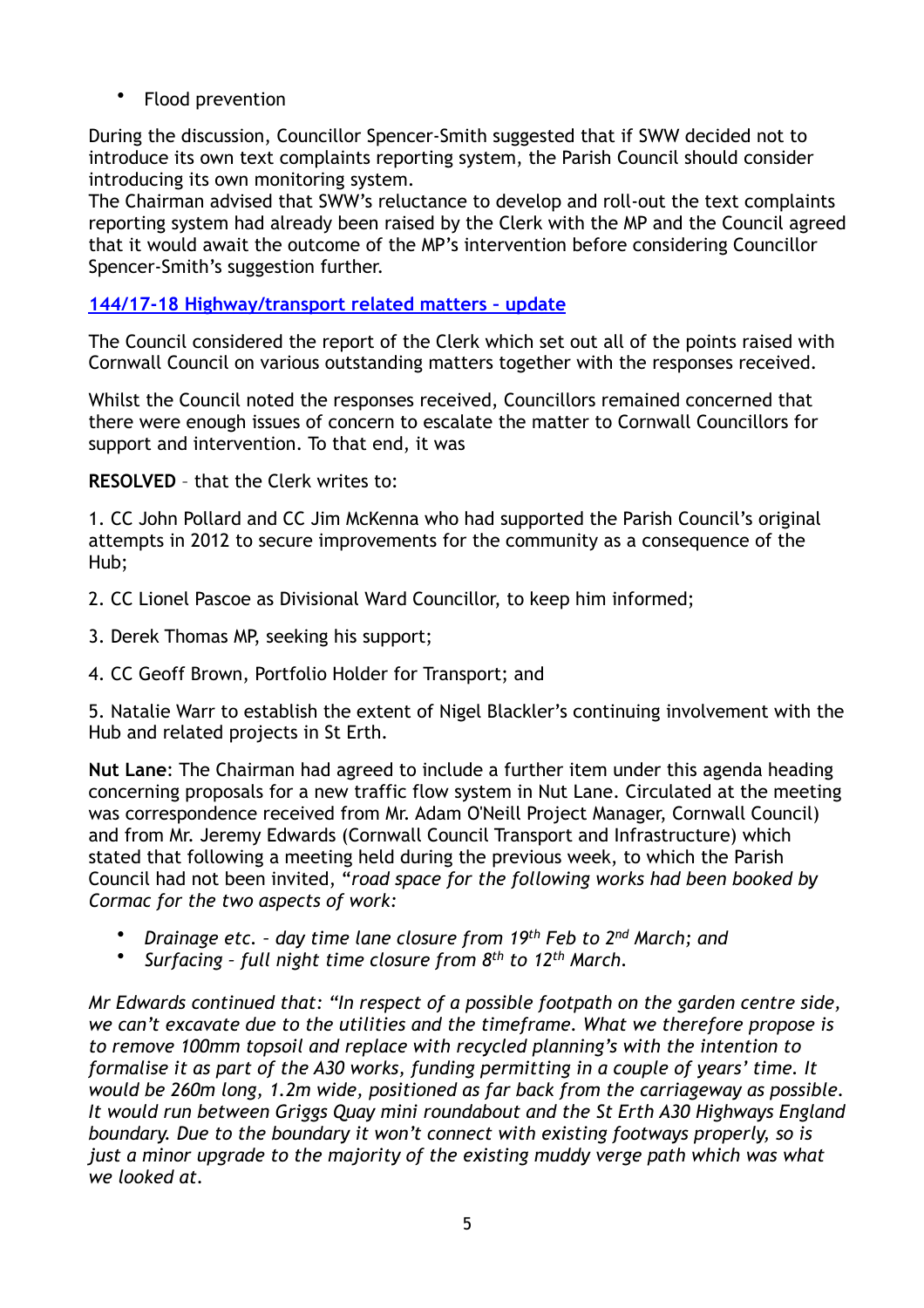- Flood prevention

During the discussion, Councillor Spencer-Smith suggested that if SWW decided not to introduce its own text complaints reporting system, the Parish Council should consider introducing its own monitoring system.
The Chairman advised that SWW's reluctance to develop and roll-out the text complaints reporting system had already been raised by the Clerk with the MP and the Council agreed that it would await the outcome of the MP's intervention before considering Councillor Spencer-Smith's suggestion further.

## 144/17-18 Highway/transport related matters – update

The Council considered the report of the Clerk which set out all of the points raised with Cornwall Council on various outstanding matters together with the responses received.

Whilst the Council noted the responses received, Councillors remained concerned that there were enough issues of concern to escalate the matter to Cornwall Councillors for support and intervention. To that end, it was

**RESOLVED** – that the Clerk writes to:

1. CC John Pollard and CC Jim McKenna who had supported the Parish Council's original attempts in 2012 to secure improvements for the community as a consequence of the Hub;

2. CC Lionel Pascoe as Divisional Ward Councillor, to keep him informed;

3. Derek Thomas MP, seeking his support;

4. CC Geoff Brown, Portfolio Holder for Transport; and

5. Natalie Warr to establish the extent of Nigel Blackler's continuing involvement with the Hub and related projects in St Erth.

**Nut Lane**: The Chairman had agreed to include a further item under this agenda heading concerning proposals for a new traffic flow system in Nut Lane. Circulated at the meeting was correspondence received from Mr. Adam O'Neill Project Manager, Cornwall Council) and from Mr. Jeremy Edwards (Cornwall Council Transport and Infrastructure) which stated that following a meeting held during the previous week, to which the Parish Council had not been invited, "*road space for the following works had been booked by Cormac for the two aspects of work:*

- *Drainage etc. – day time lane closure from 19th Feb to 2nd March; and*
- *Surfacing – full night time closure from 8th to 12th March.*

*Mr Edwards continued that: "In respect of a possible footpath on the garden centre side, we can't excavate due to the utilities and the timeframe. What we therefore propose is to remove 100mm topsoil and replace with recycled planning's with the intention to formalise it as part of the A30 works, funding permitting in a couple of years' time. It would be 260m long, 1.2m wide, positioned as far back from the carriageway as possible. It would run between Griggs Quay mini roundabout and the St Erth A30 Highways England boundary. Due to the boundary it won't connect with existing footways properly, so is just a minor upgrade to the majority of the existing muddy verge path which was what we looked at.*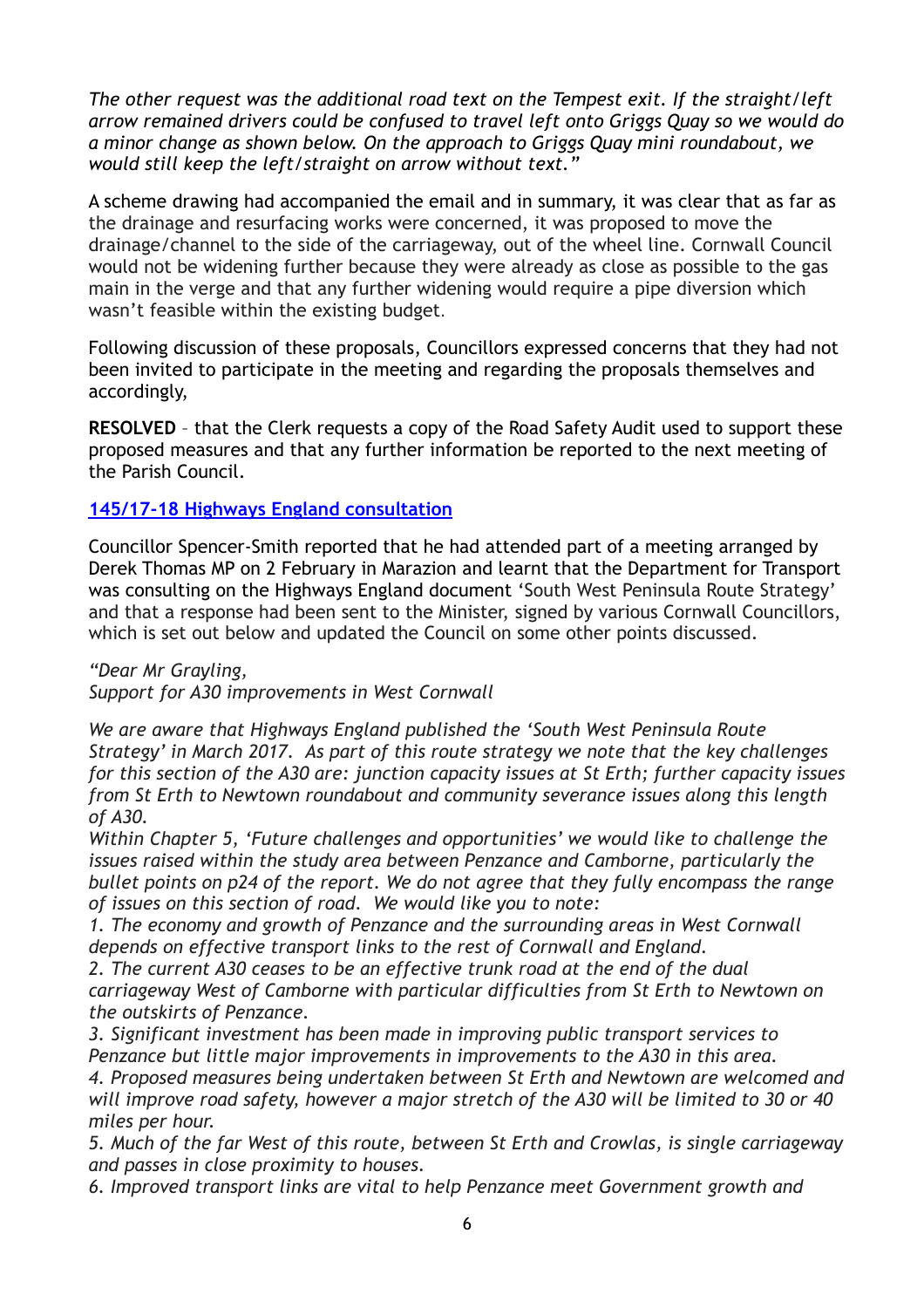*The other request was the additional road text on the Tempest exit. If the straight/left arrow remained drivers could be confused to travel left onto Griggs Quay so we would do a minor change as shown below. On the approach to Griggs Quay mini roundabout, we would still keep the left/straight on arrow without text."*

A scheme drawing had accompanied the email and in summary, it was clear that as far as the drainage and resurfacing works were concerned, it was proposed to move the drainage/channel to the side of the carriageway, out of the wheel line. Cornwall Council would not be widening further because they were already as close as possible to the gas main in the verge and that any further widening would require a pipe diversion which wasn't feasible within the existing budget.

Following discussion of these proposals, Councillors expressed concerns that they had not been invited to participate in the meeting and regarding the proposals themselves and accordingly,

**RESOLVED** – that the Clerk requests a copy of the Road Safety Audit used to support these proposed measures and that any further information be reported to the next meeting of the Parish Council.

## 145/17-18 Highways England consultation

Councillor Spencer-Smith reported that he had attended part of a meeting arranged by Derek Thomas MP on 2 February in Marazion and learnt that the Department for Transport was consulting on the Highways England document 'South West Peninsula Route Strategy' and that a response had been sent to the Minister, signed by various Cornwall Councillors, which is set out below and updated the Council on some other points discussed.

*"Dear Mr Grayling,*
*Support for A30 improvements in West Cornwall*

*We are aware that Highways England published the 'South West Peninsula Route Strategy' in March 2017. As part of this route strategy we note that the key challenges for this section of the A30 are: junction capacity issues at St Erth; further capacity issues from St Erth to Newtown roundabout and community severance issues along this length of A30.*
*Within Chapter 5, 'Future challenges and opportunities' we would like to challenge the issues raised within the study area between Penzance and Camborne, particularly the bullet points on p24 of the report. We do not agree that they fully encompass the range of issues on this section of road. We would like you to note:*
*1. The economy and growth of Penzance and the surrounding areas in West Cornwall depends on effective transport links to the rest of Cornwall and England.*
*2. The current A30 ceases to be an effective trunk road at the end of the dual carriageway West of Camborne with particular difficulties from St Erth to Newtown on the outskirts of Penzance.*
*3. Significant investment has been made in improving public transport services to Penzance but little major improvements in improvements to the A30 in this area.*
*4. Proposed measures being undertaken between St Erth and Newtown are welcomed and will improve road safety, however a major stretch of the A30 will be limited to 30 or 40 miles per hour.*
*5. Much of the far West of this route, between St Erth and Crowlas, is single carriageway and passes in close proximity to houses.*
*6. Improved transport links are vital to help Penzance meet Government growth and*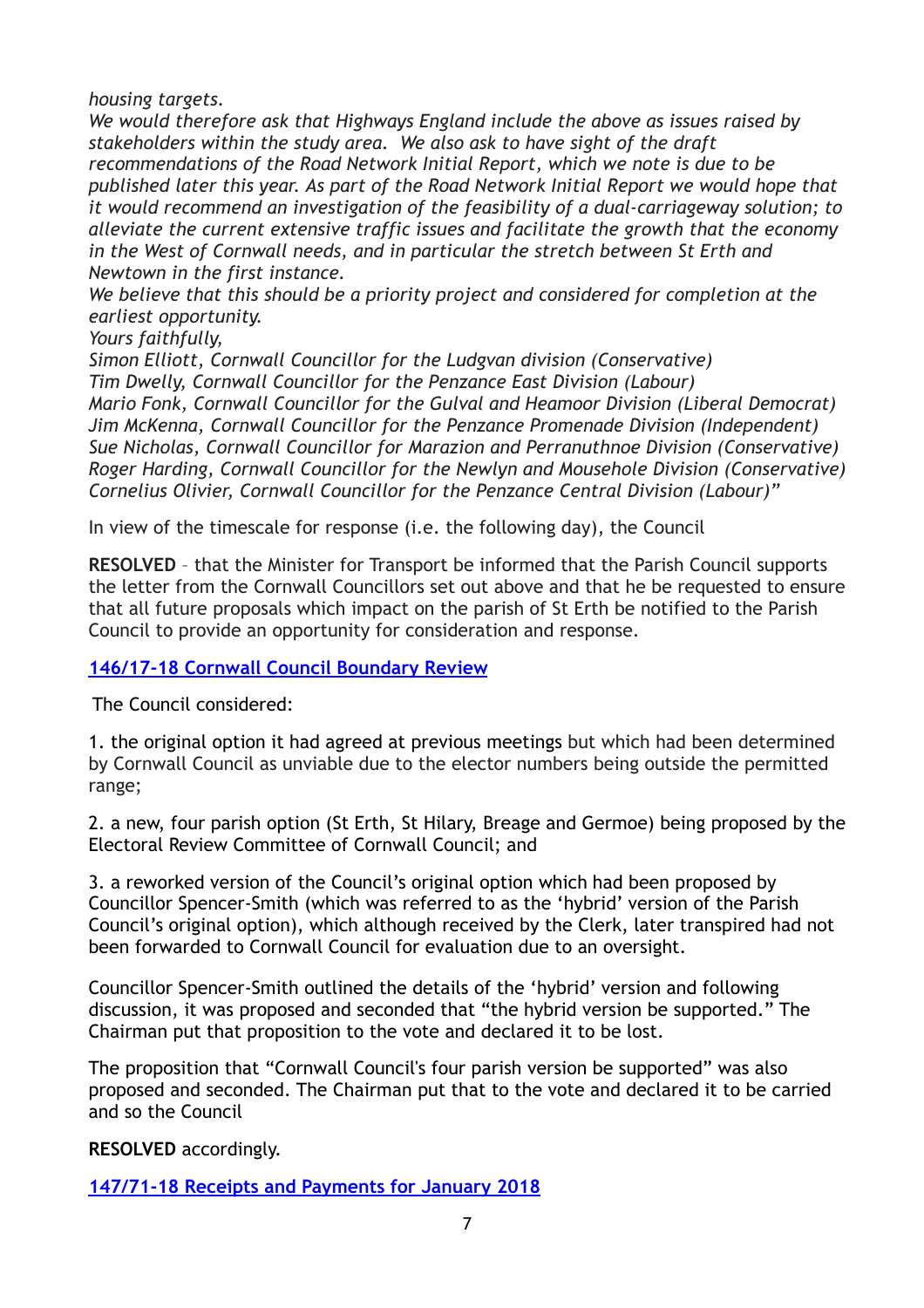*housing targets.*
*We would therefore ask that Highways England include the above as issues raised by stakeholders within the study area. We also ask to have sight of the draft recommendations of the Road Network Initial Report, which we note is due to be published later this year. As part of the Road Network Initial Report we would hope that it would recommend an investigation of the feasibility of a dual-carriageway solution; to alleviate the current extensive traffic issues and facilitate the growth that the economy in the West of Cornwall needs, and in particular the stretch between St Erth and Newtown in the first instance.*
*We believe that this should be a priority project and considered for completion at the earliest opportunity.*
*Yours faithfully,*
*Simon Elliott, Cornwall Councillor for the Ludgvan division (Conservative)*
*Tim Dwelly, Cornwall Councillor for the Penzance East Division (Labour)*
*Mario Fonk, Cornwall Councillor for the Gulval and Heamoor Division (Liberal Democrat)*
*Jim McKenna, Cornwall Councillor for the Penzance Promenade Division (Independent)*
*Sue Nicholas, Cornwall Councillor for Marazion and Perranuthnoe Division (Conservative)*
*Roger Harding, Cornwall Councillor for the Newlyn and Mousehole Division (Conservative)*
*Cornelius Olivier, Cornwall Councillor for the Penzance Central Division (Labour)"*

In view of the timescale for response (i.e. the following day), the Council

**RESOLVED** – that the Minister for Transport be informed that the Parish Council supports the letter from the Cornwall Councillors set out above and that he be requested to ensure that all future proposals which impact on the parish of St Erth be notified to the Parish Council to provide an opportunity for consideration and response.

## 146/17-18 Cornwall Council Boundary Review

The Council considered:

1. the original option it had agreed at previous meetings but which had been determined by Cornwall Council as unviable due to the elector numbers being outside the permitted range;

2. a new, four parish option (St Erth, St Hilary, Breage and Germoe) being proposed by the Electoral Review Committee of Cornwall Council; and

3. a reworked version of the Council's original option which had been proposed by Councillor Spencer-Smith (which was referred to as the 'hybrid' version of the Parish Council's original option), which although received by the Clerk, later transpired had not been forwarded to Cornwall Council for evaluation due to an oversight.

Councillor Spencer-Smith outlined the details of the 'hybrid' version and following discussion, it was proposed and seconded that "the hybrid version be supported." The Chairman put that proposition to the vote and declared it to be lost.

The proposition that "Cornwall Council's four parish version be supported" was also proposed and seconded. The Chairman put that to the vote and declared it to be carried and so the Council

**RESOLVED** accordingly.

## 147/71-18 Receipts and Payments for January 2018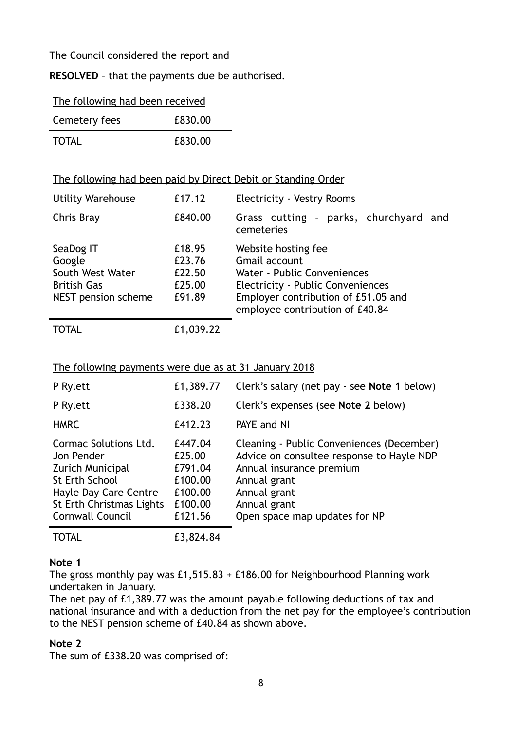The Council considered the report and

**RESOLVED** – that the payments due be authorised.

The following had been received

| | |
|---|---|
| Cemetery fees | £830.00 |
| TOTAL | £830.00 |

The following had been paid by Direct Debit or Standing Order

| | | |
|---|---|---|
| Utility Warehouse | £17.12 | Electricity - Vestry Rooms |
| Chris Bray | £840.00 | Grass cutting – parks, churchyard and cemeteries |
| SeaDog IT | £18.95 | Website hosting fee |
| Google | £23.76 | Gmail account |
| South West Water | £22.50 | Water - Public Conveniences |
| British Gas | £25.00 | Electricity - Public Conveniences |
| NEST pension scheme | £91.89 | Employer contribution of £51.05 and employee contribution of £40.84 |
| TOTAL | £1,039.22 | |

The following payments were due as at 31 January 2018

| | | |
|---|---|---|
| P Rylett | £1,389.77 | Clerk's salary (net pay - see **Note 1** below) |
| P Rylett | £338.20 | Clerk's expenses (see **Note 2** below) |
| HMRC | £412.23 | PAYE and NI |
| Cormac Solutions Ltd. | £447.04 | Cleaning - Public Conveniences (December) |
| Jon Pender | £25.00 | Advice on consultee response to Hayle NDP |
| Zurich Municipal | £791.04 | Annual insurance premium |
| St Erth School | £100.00 | Annual grant |
| Hayle Day Care Centre | £100.00 | Annual grant |
| St Erth Christmas Lights | £100.00 | Annual grant |
| Cornwall Council | £121.56 | Open space map updates for NP |
| TOTAL | £3,824.84 | |

**Note 1**
The gross monthly pay was £1,515.83 + £186.00 for Neighbourhood Planning work undertaken in January.
The net pay of £1,389.77 was the amount payable following deductions of tax and national insurance and with a deduction from the net pay for the employee's contribution to the NEST pension scheme of £40.84 as shown above.

**Note 2**
The sum of £338.20 was comprised of: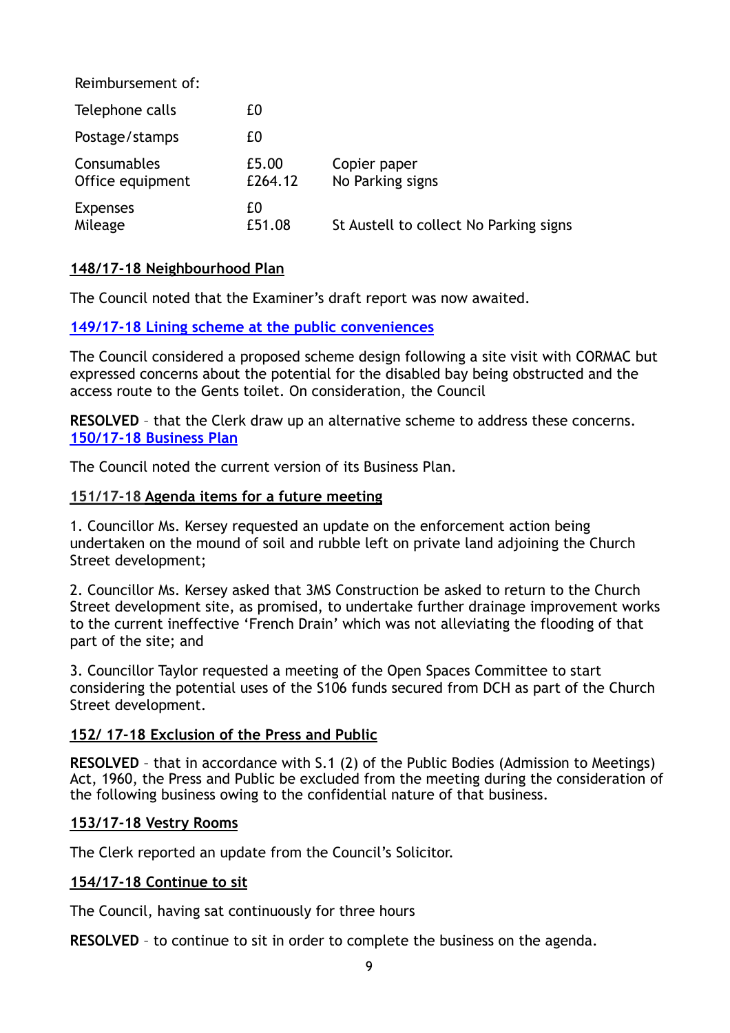Reimbursement of:

| | | |
|---|---|---|
| Telephone calls | £0 | |
| Postage/stamps | £0 | |
| Consumables | £5.00 | Copier paper |
| Office equipment | £264.12 | No Parking signs |
| Expenses | £0 | |
| Mileage | £51.08 | St Austell to collect No Parking signs |

**148/17-18 Neighbourhood Plan**

The Council noted that the Examiner's draft report was now awaited.

**149/17-18 Lining scheme at the public conveniences**

The Council considered a proposed scheme design following a site visit with CORMAC but expressed concerns about the potential for the disabled bay being obstructed and the access route to the Gents toilet. On consideration, the Council

**RESOLVED** – that the Clerk draw up an alternative scheme to address these concerns.

**150/17-18 Business Plan**

The Council noted the current version of its Business Plan.

**151/17-18 Agenda items for a future meeting**

1. Councillor Ms. Kersey requested an update on the enforcement action being undertaken on the mound of soil and rubble left on private land adjoining the Church Street development;

2. Councillor Ms. Kersey asked that 3MS Construction be asked to return to the Church Street development site, as promised, to undertake further drainage improvement works to the current ineffective 'French Drain' which was not alleviating the flooding of that part of the site; and

3. Councillor Taylor requested a meeting of the Open Spaces Committee to start considering the potential uses of the S106 funds secured from DCH as part of the Church Street development.

**152/ 17-18 Exclusion of the Press and Public**

**RESOLVED** – that in accordance with S.1 (2) of the Public Bodies (Admission to Meetings) Act, 1960, the Press and Public be excluded from the meeting during the consideration of the following business owing to the confidential nature of that business.

**153/17-18 Vestry Rooms**

The Clerk reported an update from the Council's Solicitor.

**154/17-18 Continue to sit**

The Council, having sat continuously for three hours

**RESOLVED** – to continue to sit in order to complete the business on the agenda.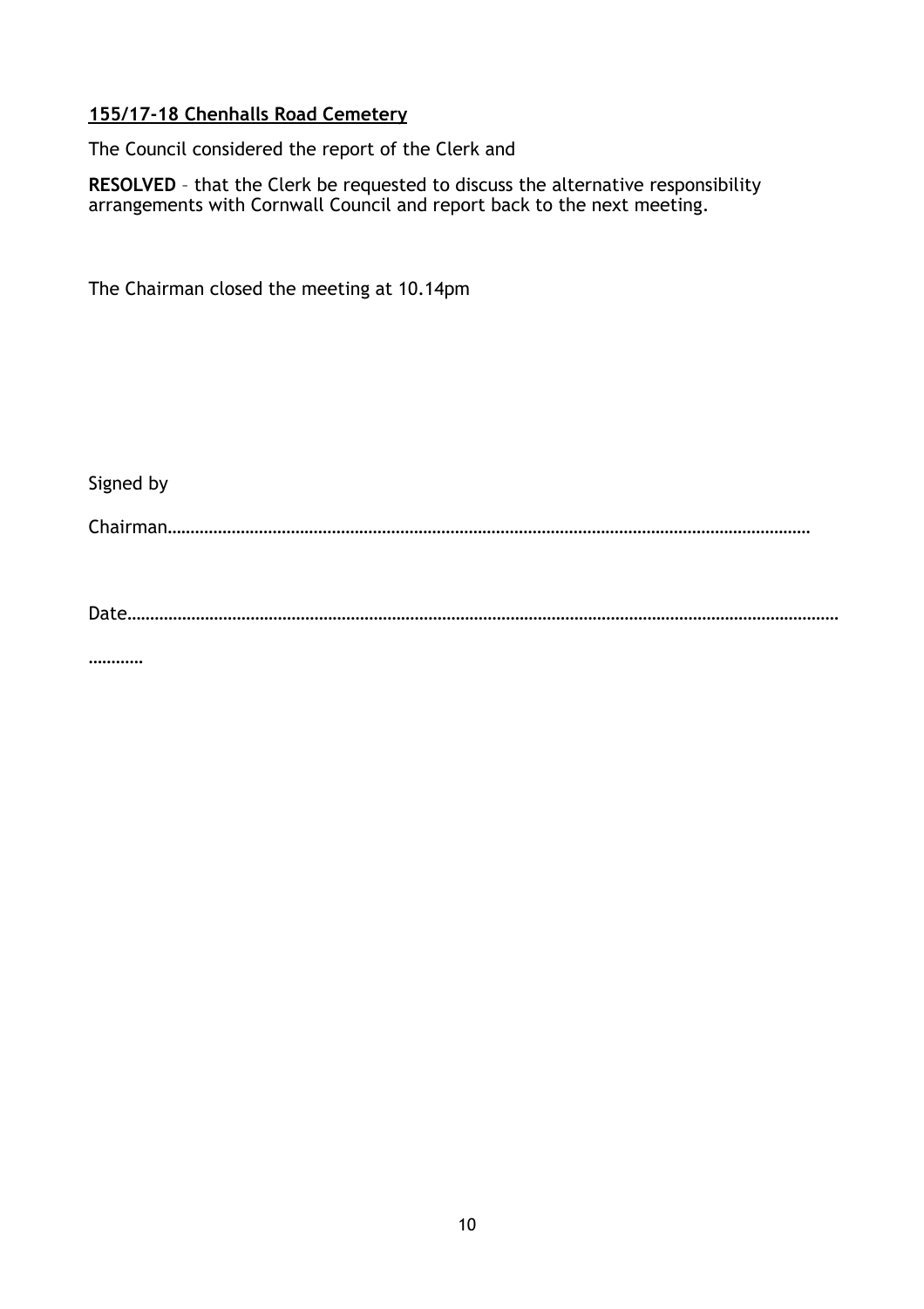**155/17-18 Chenhalls Road Cemetery**

The Council considered the report of the Clerk and

**RESOLVED** – that the Clerk be requested to discuss the alternative responsibility arrangements with Cornwall Council and report back to the next meeting.

The Chairman closed the meeting at 10.14pm

Signed by

Chairman…………………………………………………………………………………………………………………………

Date………………………………………………………………………………………………………………………………

…………